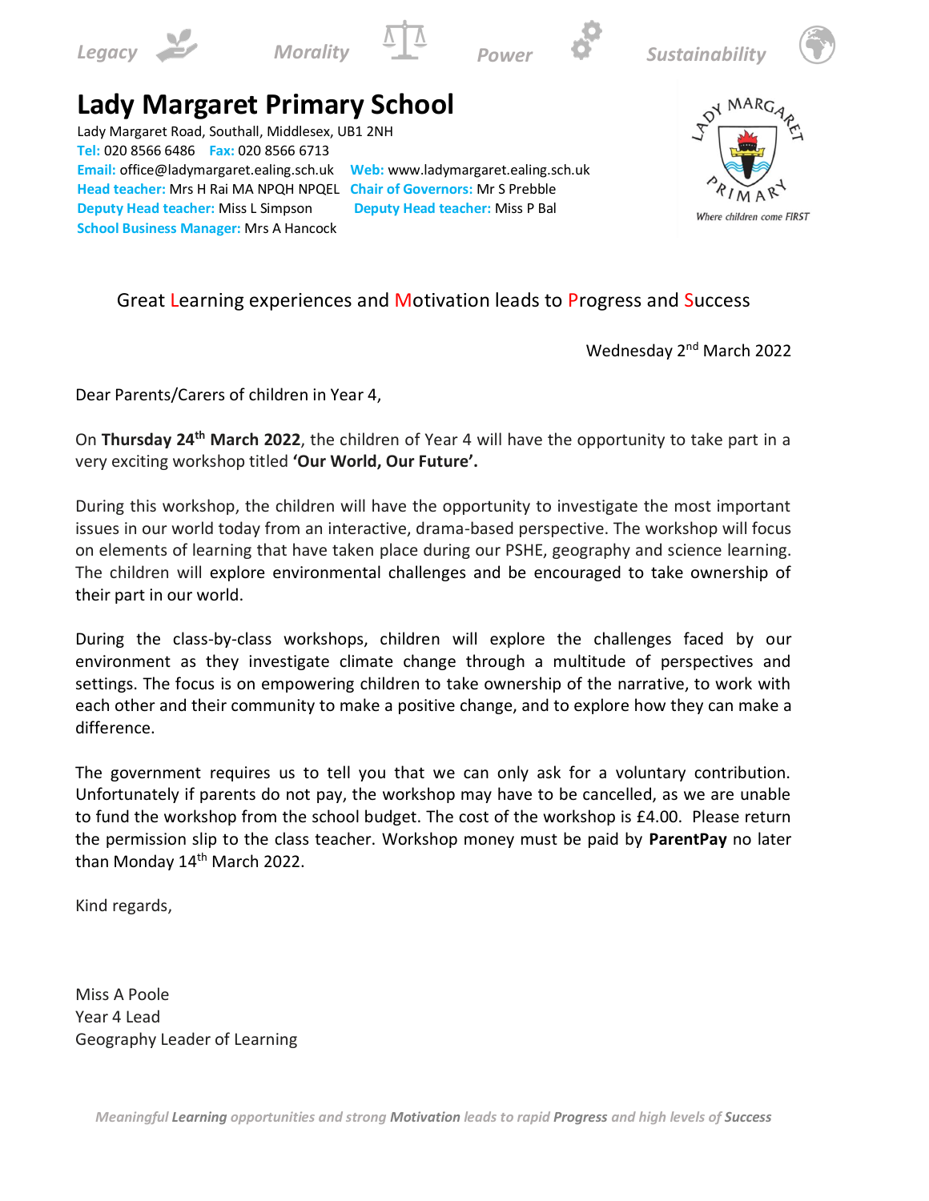Legacy Morality Power Sustainability

# Lady Margaret Primary School

Lady Margaret Road, Southall, Middlesex, UB1 2NH
**Tel:** 020 8566 6486 **Fax:** 020 8566 6713
**Email:** office@ladymargaret.ealing.sch.uk **Web:** www.ladymargaret.ealing.sch.uk
**Head teacher:** Mrs H Rai MA NPQH NPQEL **Chair of Governors:** Mr S Prebble
**Deputy Head teacher:** Miss L Simpson **Deputy Head teacher:** Miss P Bal
**School Business Manager:** Mrs A Hancock

Lady Margaret Primary
Where children come FIRST

Great Learning experiences and Motivation leads to Progress and Success

Wednesday 2nd March 2022

Dear Parents/Carers of children in Year 4,

On **Thursday 24th March 2022**, the children of Year 4 will have the opportunity to take part in a very exciting workshop titled **'Our World, Our Future'.**

During this workshop, the children will have the opportunity to investigate the most important issues in our world today from an interactive, drama-based perspective. The workshop will focus on elements of learning that have taken place during our PSHE, geography and science learning. The children will explore environmental challenges and be encouraged to take ownership of their part in our world.

During the class-by-class workshops, children will explore the challenges faced by our environment as they investigate climate change through a multitude of perspectives and settings. The focus is on empowering children to take ownership of the narrative, to work with each other and their community to make a positive change, and to explore how they can make a difference.

The government requires us to tell you that we can only ask for a voluntary contribution. Unfortunately if parents do not pay, the workshop may have to be cancelled, as we are unable to fund the workshop from the school budget. The cost of the workshop is £4.00. Please return the permission slip to the class teacher. Workshop money must be paid by **ParentPay** no later than Monday 14th March 2022.

Kind regards,

Miss A Poole
Year 4 Lead
Geography Leader of Learning

*Meaningful **Learning** opportunities and strong **Motivation** leads to rapid **Progress** and high levels of **Success***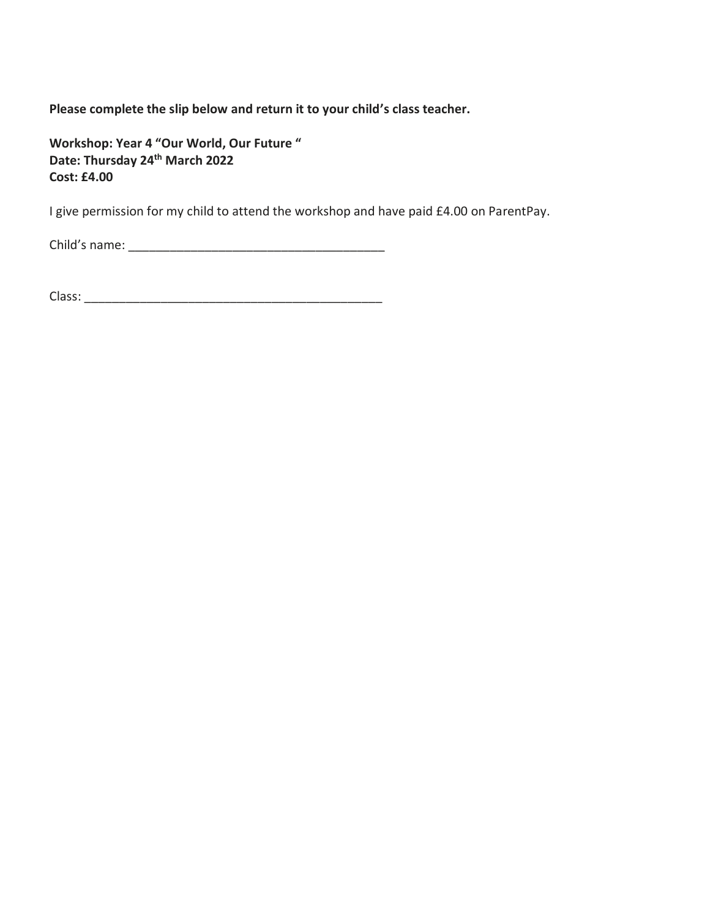**Please complete the slip below and return it to your child's class teacher.**

**Workshop: Year 4 "Our World, Our Future "**
**Date: Thursday 24th March 2022**
**Cost: £4.00**

I give permission for my child to attend the workshop and have paid £4.00 on ParentPay.

Child's name: _____________________________________

Class: ____________________________________________